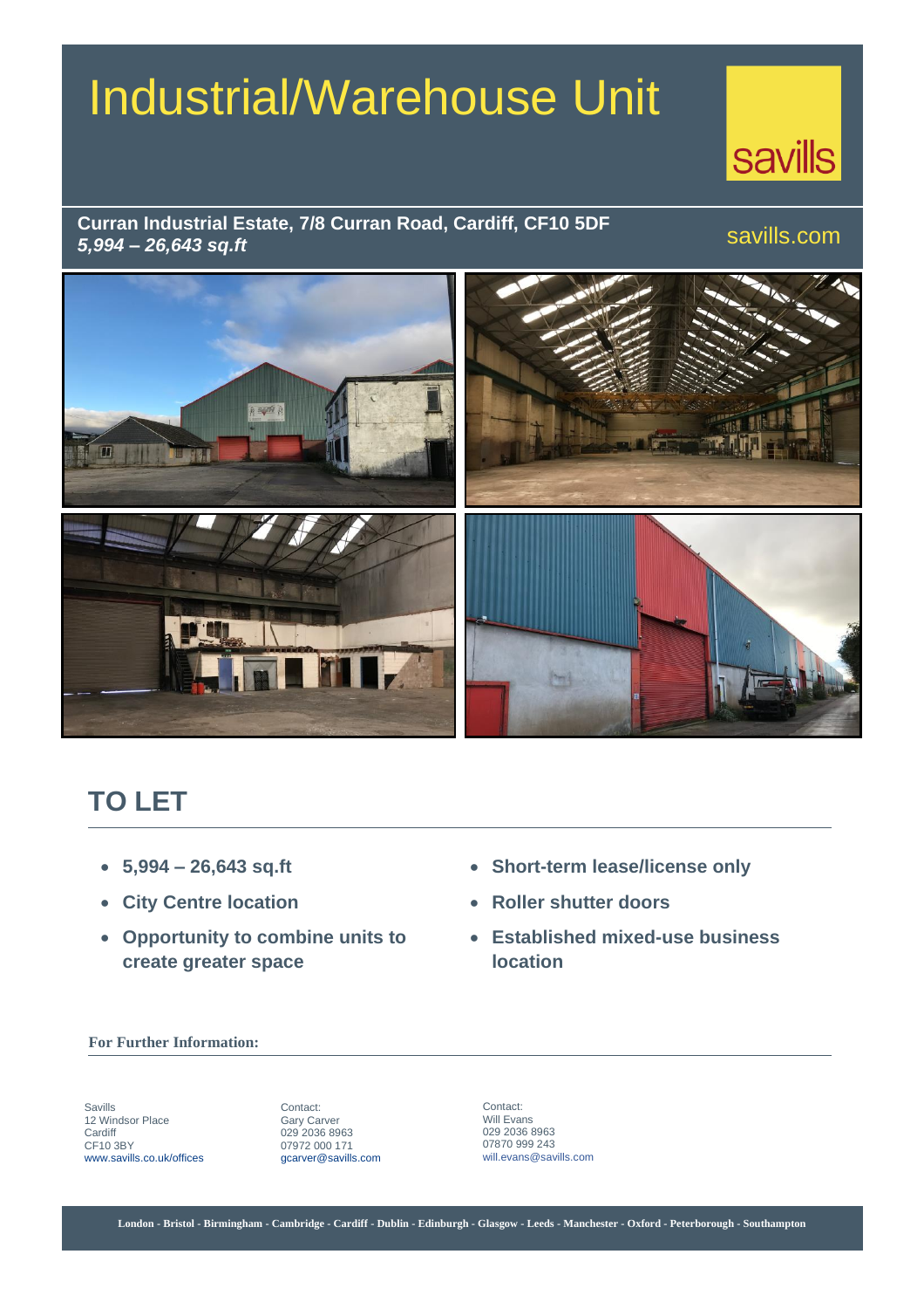# Industrial/Warehouse Unit

savills

**Curran Industrial Estate, 7/8 Curran Road, Cardiff, CF10 5DF**
***5,994 – 26,643 sq.ft***

savills.com

## TO LET

- **5,994 – 26,643 sq.ft**
- **City Centre location**
- **Opportunity to combine units to create greater space**
- **Short-term lease/license only**
- **Roller shutter doors**
- **Established mixed-use business location**

**For Further Information:**

Savills
12 Windsor Place
Cardiff
CF10 3BY
www.savills.co.uk/offices

Contact:
Gary Carver
029 2036 8963
07972 000 171
gcarver@savills.com

Contact:
Will Evans
029 2036 8963
07870 999 243
will.evans@savills.com

London - Bristol - Birmingham - Cambridge - Cardiff - Dublin - Edinburgh - Glasgow - Leeds - Manchester - Oxford - Peterborough - Southampton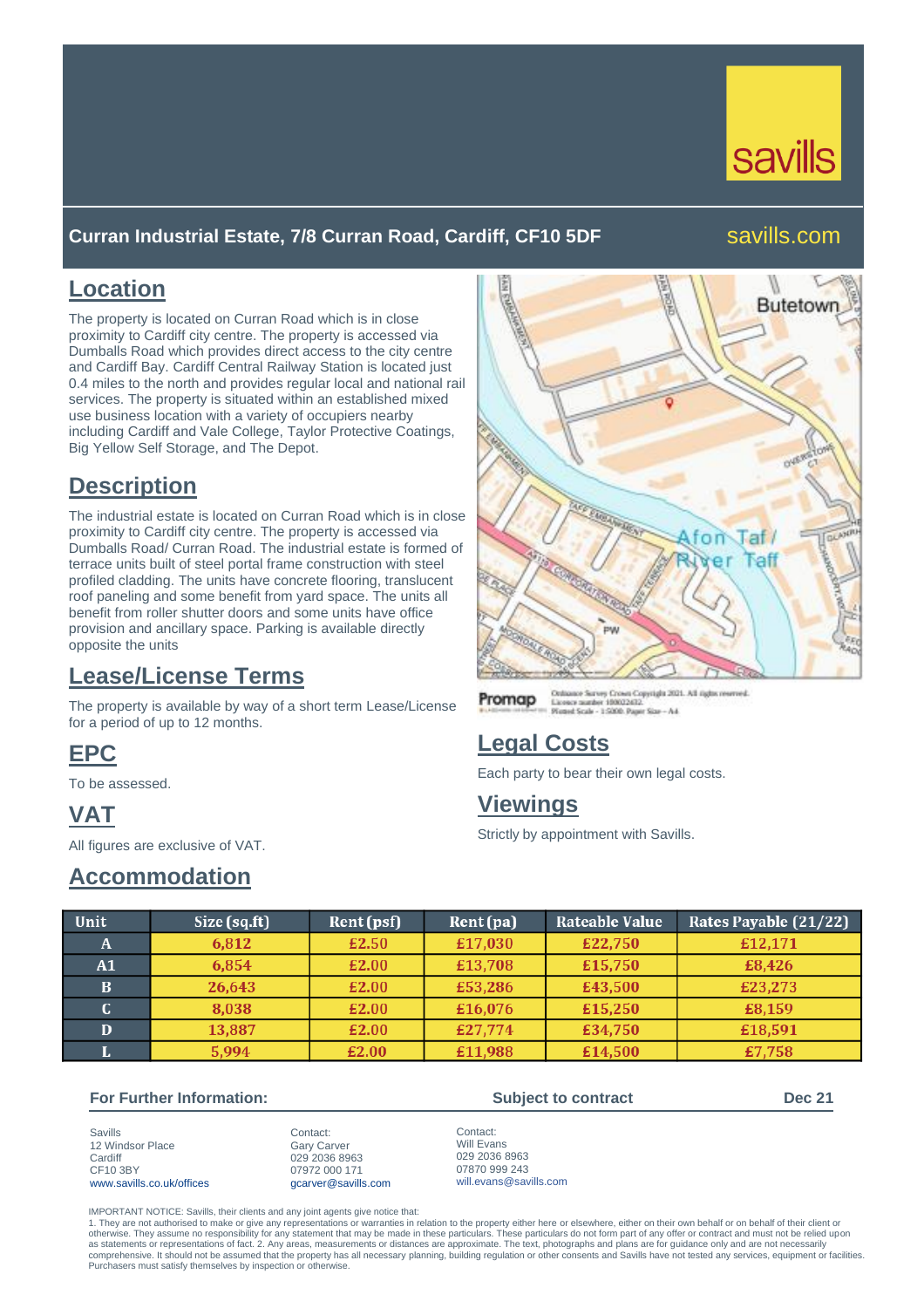savills

**Curran Industrial Estate, 7/8 Curran Road, Cardiff, CF10 5DF**

savills.com

## Location

The property is located on Curran Road which is in close proximity to Cardiff city centre. The property is accessed via Dumballs Road which provides direct access to the city centre and Cardiff Bay. Cardiff Central Railway Station is located just 0.4 miles to the north and provides regular local and national rail services. The property is situated within an established mixed use business location with a variety of occupiers nearby including Cardiff and Vale College, Taylor Protective Coatings, Big Yellow Self Storage, and The Depot.

## Description

The industrial estate is located on Curran Road which is in close proximity to Cardiff city centre. The property is accessed via Dumballs Road/ Curran Road. The industrial estate is formed of terrace units built of steel portal frame construction with steel profiled cladding. The units have concrete flooring, translucent roof paneling and some benefit from yard space. The units all benefit from roller shutter doors and some units have office provision and ancillary space. Parking is available directly opposite the units

## Lease/License Terms

The property is available by way of a short term Lease/License for a period of up to 12 months.

## EPC

To be assessed.

## VAT

All figures are exclusive of VAT.

## Legal Costs

Each party to bear their own legal costs.

## Viewings

Strictly by appointment with Savills.

## Accommodation

| Unit | Size (sq.ft) | Rent (psf) | Rent (pa) | Rateable Value | Rates Payable (21/22) |
|---|---|---|---|---|---|
| A | 6,812 | £2.50 | £17,030 | £22,750 | £12,171 |
| A1 | 6,854 | £2.00 | £13,708 | £15,750 | £8,426 |
| B | 26,643 | £2.00 | £53,286 | £43,500 | £23,273 |
| C | 8,038 | £2.00 | £16,076 | £15,250 | £8,159 |
| D | 13,887 | £2.00 | £27,774 | £34,750 | £18,591 |
| L | 5,994 | £2.00 | £11,988 | £14,500 | £7,758 |

**For Further Information:** **Subject to contract** **Dec 21**

Savills
12 Windsor Place
Cardiff
CF10 3BY
www.savills.co.uk/offices

Contact:
Gary Carver
029 2036 8963
07972 000 171
gcarver@savills.com

Contact:
Will Evans
029 2036 8963
07870 999 243
will.evans@savills.com

IMPORTANT NOTICE: Savills, their clients and any joint agents give notice that:
1. They are not authorised to make or give any representations or warranties in relation to the property either here or elsewhere, either on their own behalf or on behalf of their client or otherwise. They assume no responsibility for any statement that may be made in these particulars. These particulars do not form part of any offer or contract and must not be relied upon as statements or representations of fact. 2. Any areas, measurements or distances are approximate. The text, photographs and plans are for guidance only and are not necessarily comprehensive. It should not be assumed that the property has all necessary planning, building regulation or other consents and Savills have not tested any services, equipment or facilities. Purchasers must satisfy themselves by inspection or otherwise.